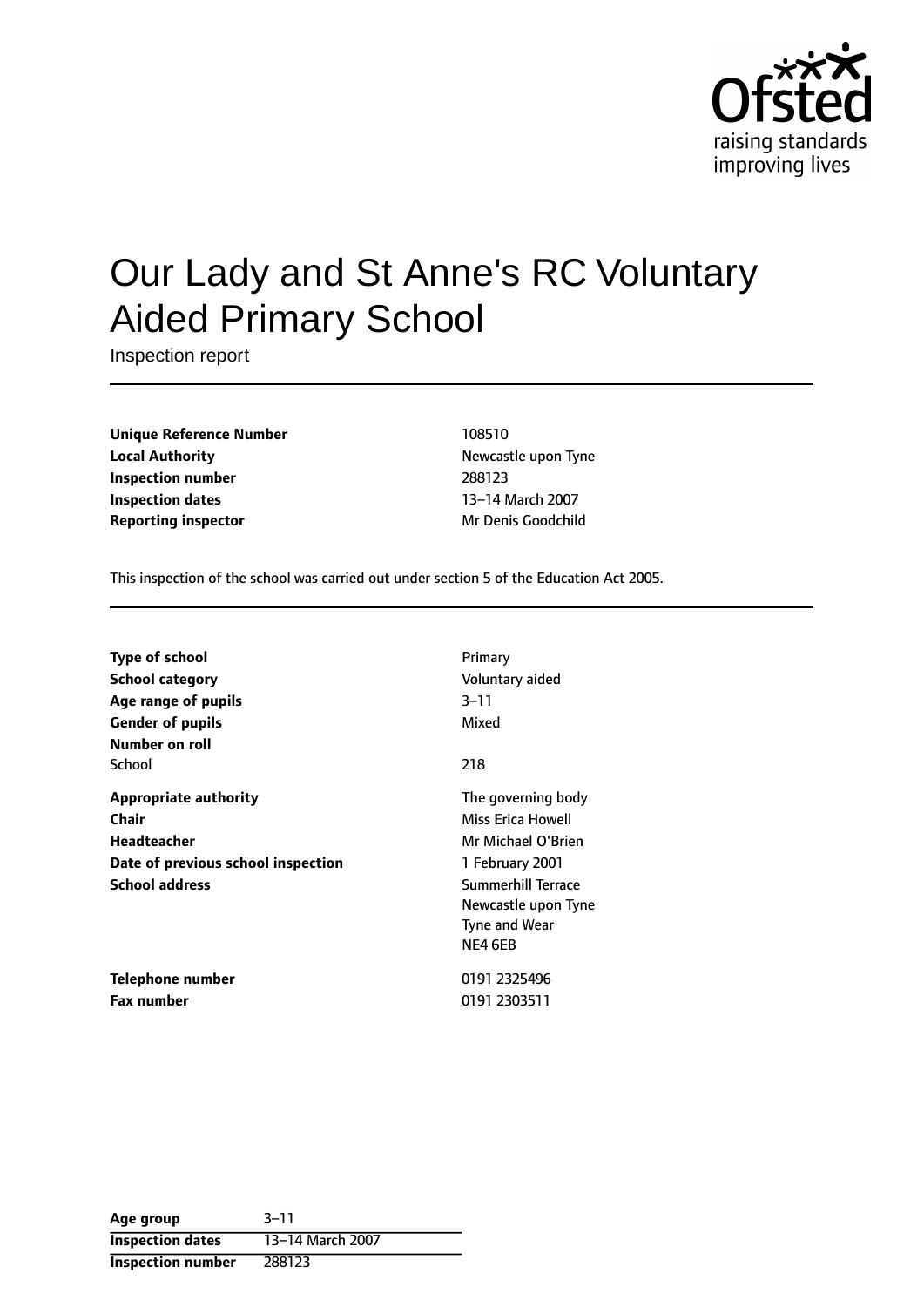Ofsted
raising standards
improving lives

# Our Lady and St Anne's RC Voluntary Aided Primary School

Inspection report

| | |
|---|---|
| **Unique Reference Number** | 108510 |
| **Local Authority** | Newcastle upon Tyne |
| **Inspection number** | 288123 |
| **Inspection dates** | 13–14 March 2007 |
| **Reporting inspector** | Mr Denis Goodchild |

This inspection of the school was carried out under section 5 of the Education Act 2005.

| | |
|---|---|
| **Type of school** | Primary |
| **School category** | Voluntary aided |
| **Age range of pupils** | 3–11 |
| **Gender of pupils** | Mixed |
| **Number on roll** | |
| School | 218 |
| **Appropriate authority** | The governing body |
| **Chair** | Miss Erica Howell |
| **Headteacher** | Mr Michael O'Brien |
| **Date of previous school inspection** | 1 February 2001 |
| **School address** | Summerhill Terrace<br>Newcastle upon Tyne<br>Tyne and Wear<br>NE4 6EB |
| **Telephone number** | 0191 2325496 |
| **Fax number** | 0191 2303511 |

| | |
|---|---|
| **Age group** | 3–11 |
| **Inspection dates** | 13–14 March 2007 |
| **Inspection number** | 288123 |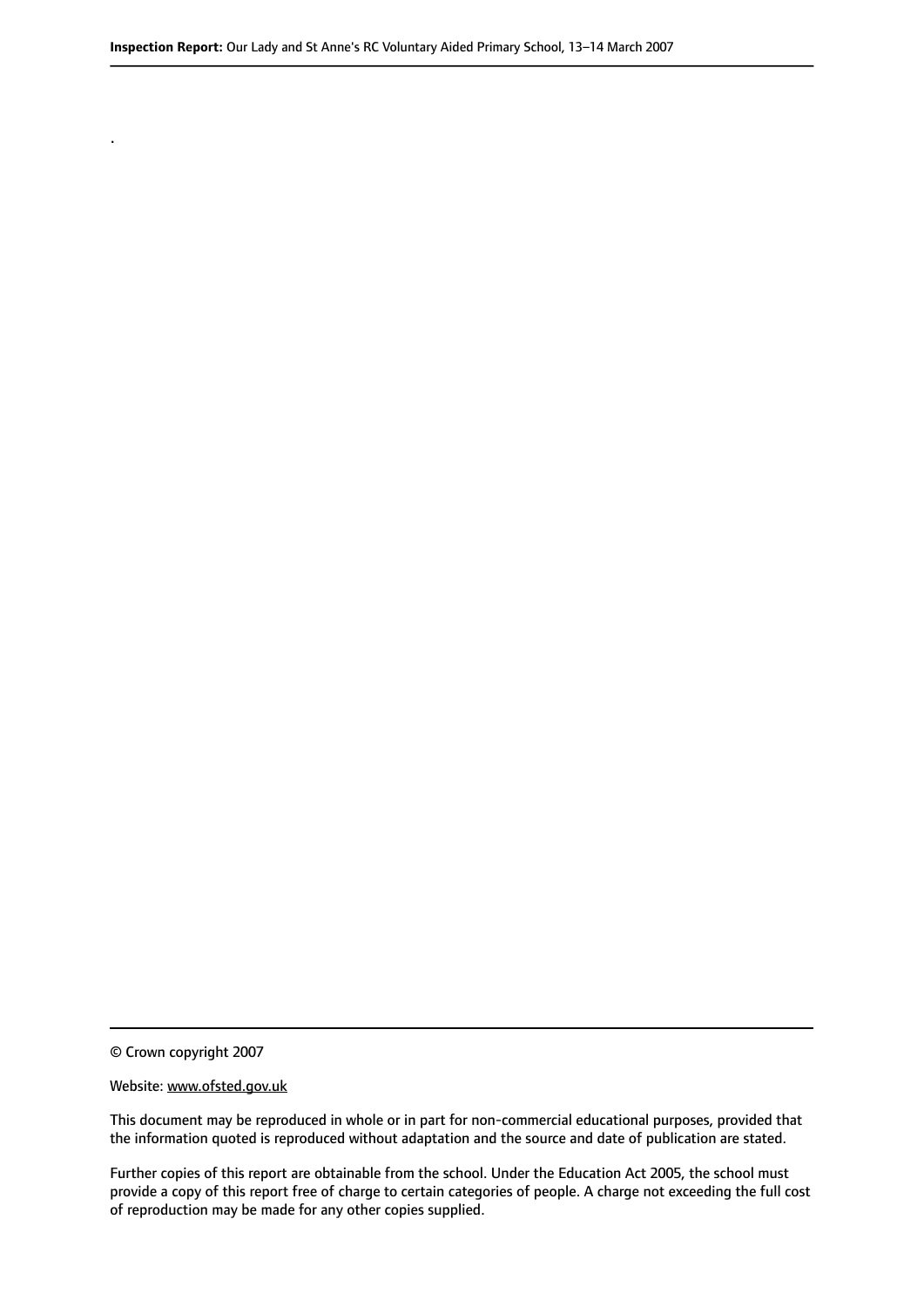.

© Crown copyright 2007

Website: www.ofsted.gov.uk

This document may be reproduced in whole or in part for non-commercial educational purposes, provided that the information quoted is reproduced without adaptation and the source and date of publication are stated.

Further copies of this report are obtainable from the school. Under the Education Act 2005, the school must provide a copy of this report free of charge to certain categories of people. A charge not exceeding the full cost of reproduction may be made for any other copies supplied.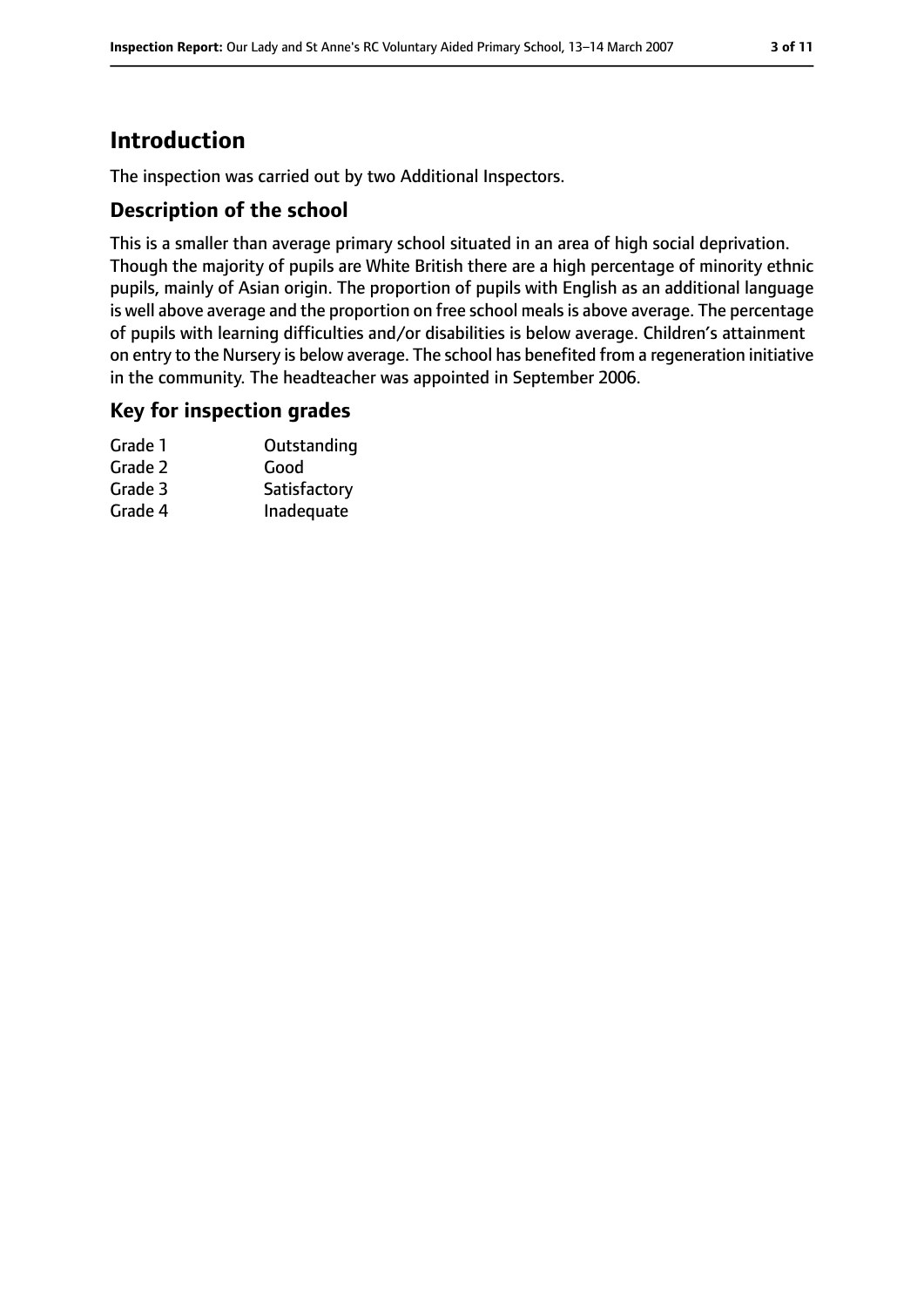# Introduction

The inspection was carried out by two Additional Inspectors.

## Description of the school

This is a smaller than average primary school situated in an area of high social deprivation. Though the majority of pupils are White British there are a high percentage of minority ethnic pupils, mainly of Asian origin. The proportion of pupils with English as an additional language is well above average and the proportion on free school meals is above average. The percentage of pupils with learning difficulties and/or disabilities is below average. Children's attainment on entry to the Nursery is below average. The school has benefited from a regeneration initiative in the community. The headteacher was appointed in September 2006.

## Key for inspection grades

| | |
|---|---|
| Grade 1 | Outstanding |
| Grade 2 | Good |
| Grade 3 | Satisfactory |
| Grade 4 | Inadequate |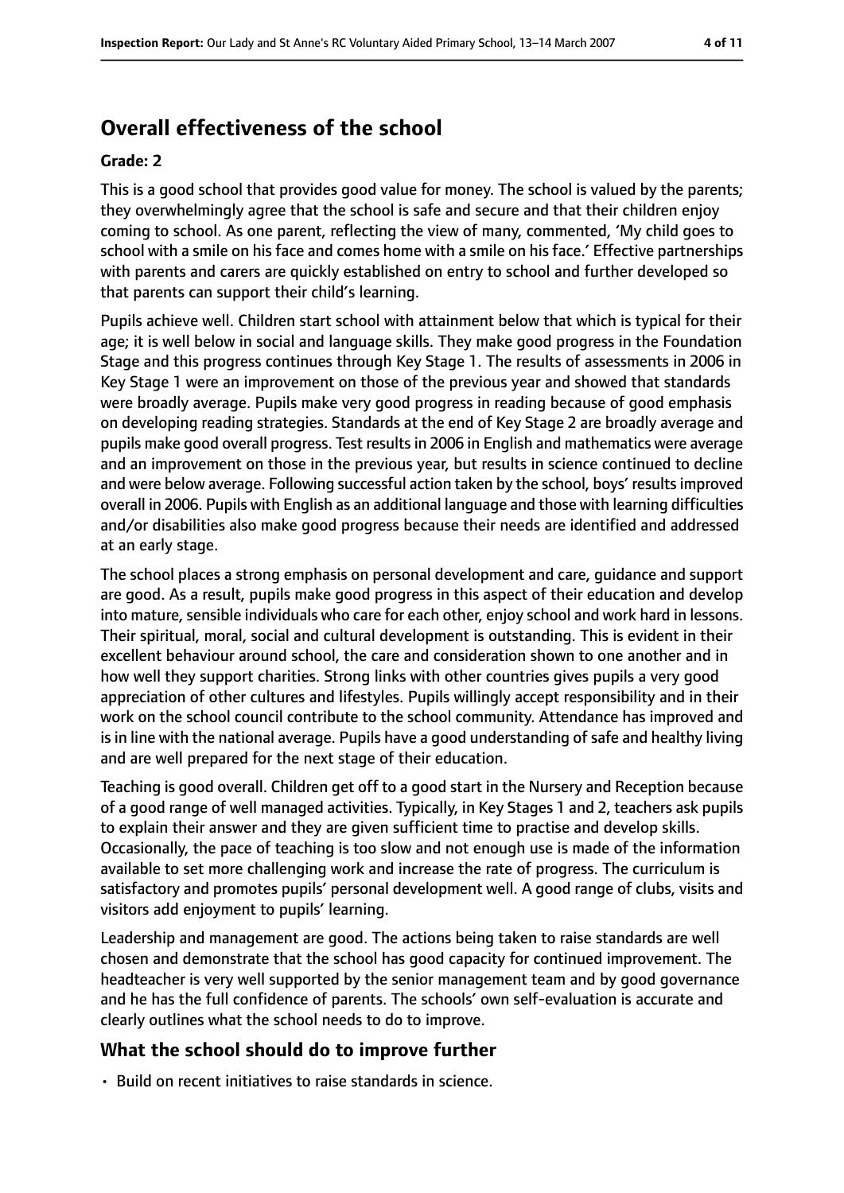## Overall effectiveness of the school

**Grade: 2**

This is a good school that provides good value for money. The school is valued by the parents; they overwhelmingly agree that the school is safe and secure and that their children enjoy coming to school. As one parent, reflecting the view of many, commented, 'My child goes to school with a smile on his face and comes home with a smile on his face.' Effective partnerships with parents and carers are quickly established on entry to school and further developed so that parents can support their child's learning.

Pupils achieve well. Children start school with attainment below that which is typical for their age; it is well below in social and language skills. They make good progress in the Foundation Stage and this progress continues through Key Stage 1. The results of assessments in 2006 in Key Stage 1 were an improvement on those of the previous year and showed that standards were broadly average. Pupils make very good progress in reading because of good emphasis on developing reading strategies. Standards at the end of Key Stage 2 are broadly average and pupils make good overall progress. Test results in 2006 in English and mathematics were average and an improvement on those in the previous year, but results in science continued to decline and were below average. Following successful action taken by the school, boys' results improved overall in 2006. Pupils with English as an additional language and those with learning difficulties and/or disabilities also make good progress because their needs are identified and addressed at an early stage.

The school places a strong emphasis on personal development and care, guidance and support are good. As a result, pupils make good progress in this aspect of their education and develop into mature, sensible individuals who care for each other, enjoy school and work hard in lessons. Their spiritual, moral, social and cultural development is outstanding. This is evident in their excellent behaviour around school, the care and consideration shown to one another and in how well they support charities. Strong links with other countries gives pupils a very good appreciation of other cultures and lifestyles. Pupils willingly accept responsibility and in their work on the school council contribute to the school community. Attendance has improved and is in line with the national average. Pupils have a good understanding of safe and healthy living and are well prepared for the next stage of their education.

Teaching is good overall. Children get off to a good start in the Nursery and Reception because of a good range of well managed activities. Typically, in Key Stages 1 and 2, teachers ask pupils to explain their answer and they are given sufficient time to practise and develop skills. Occasionally, the pace of teaching is too slow and not enough use is made of the information available to set more challenging work and increase the rate of progress. The curriculum is satisfactory and promotes pupils' personal development well. A good range of clubs, visits and visitors add enjoyment to pupils' learning.

Leadership and management are good. The actions being taken to raise standards are well chosen and demonstrate that the school has good capacity for continued improvement. The headteacher is very well supported by the senior management team and by good governance and he has the full confidence of parents. The schools' own self-evaluation is accurate and clearly outlines what the school needs to do to improve.

### What the school should do to improve further

- Build on recent initiatives to raise standards in science.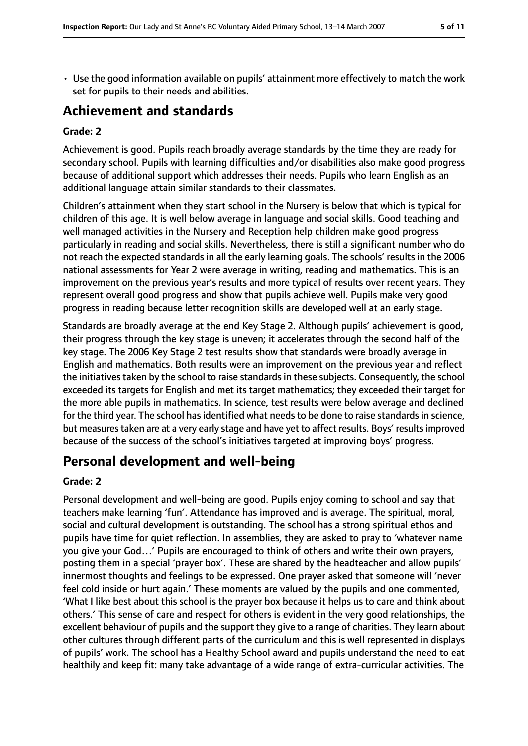- Use the good information available on pupils' attainment more effectively to match the work set for pupils to their needs and abilities.

## Achievement and standards

### Grade: 2

Achievement is good. Pupils reach broadly average standards by the time they are ready for secondary school. Pupils with learning difficulties and/or disabilities also make good progress because of additional support which addresses their needs. Pupils who learn English as an additional language attain similar standards to their classmates.

Children's attainment when they start school in the Nursery is below that which is typical for children of this age. It is well below average in language and social skills. Good teaching and well managed activities in the Nursery and Reception help children make good progress particularly in reading and social skills. Nevertheless, there is still a significant number who do not reach the expected standards in all the early learning goals. The schools' results in the 2006 national assessments for Year 2 were average in writing, reading and mathematics. This is an improvement on the previous year's results and more typical of results over recent years. They represent overall good progress and show that pupils achieve well. Pupils make very good progress in reading because letter recognition skills are developed well at an early stage.

Standards are broadly average at the end Key Stage 2. Although pupils' achievement is good, their progress through the key stage is uneven; it accelerates through the second half of the key stage. The 2006 Key Stage 2 test results show that standards were broadly average in English and mathematics. Both results were an improvement on the previous year and reflect the initiatives taken by the school to raise standards in these subjects. Consequently, the school exceeded its targets for English and met its target mathematics; they exceeded their target for the more able pupils in mathematics. In science, test results were below average and declined for the third year. The school has identified what needs to be done to raise standards in science, but measures taken are at a very early stage and have yet to affect results. Boys' results improved because of the success of the school's initiatives targeted at improving boys' progress.

## Personal development and well-being

### Grade: 2

Personal development and well-being are good. Pupils enjoy coming to school and say that teachers make learning 'fun'. Attendance has improved and is average. The spiritual, moral, social and cultural development is outstanding. The school has a strong spiritual ethos and pupils have time for quiet reflection. In assemblies, they are asked to pray to 'whatever name you give your God…' Pupils are encouraged to think of others and write their own prayers, posting them in a special 'prayer box'. These are shared by the headteacher and allow pupils' innermost thoughts and feelings to be expressed. One prayer asked that someone will 'never feel cold inside or hurt again.' These moments are valued by the pupils and one commented, 'What I like best about this school is the prayer box because it helps us to care and think about others.' This sense of care and respect for others is evident in the very good relationships, the excellent behaviour of pupils and the support they give to a range of charities. They learn about other cultures through different parts of the curriculum and this is well represented in displays of pupils' work. The school has a Healthy School award and pupils understand the need to eat healthily and keep fit: many take advantage of a wide range of extra-curricular activities. The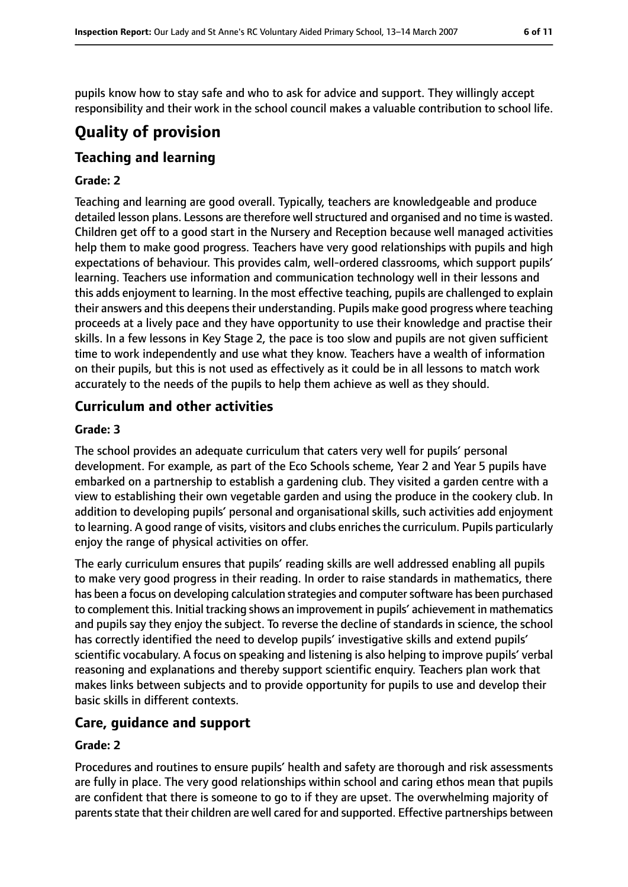pupils know how to stay safe and who to ask for advice and support. They willingly accept responsibility and their work in the school council makes a valuable contribution to school life.

# Quality of provision

## Teaching and learning

### Grade: 2

Teaching and learning are good overall. Typically, teachers are knowledgeable and produce detailed lesson plans. Lessons are therefore well structured and organised and no time is wasted. Children get off to a good start in the Nursery and Reception because well managed activities help them to make good progress. Teachers have very good relationships with pupils and high expectations of behaviour. This provides calm, well-ordered classrooms, which support pupils' learning. Teachers use information and communication technology well in their lessons and this adds enjoyment to learning. In the most effective teaching, pupils are challenged to explain their answers and this deepens their understanding. Pupils make good progress where teaching proceeds at a lively pace and they have opportunity to use their knowledge and practise their skills. In a few lessons in Key Stage 2, the pace is too slow and pupils are not given sufficient time to work independently and use what they know. Teachers have a wealth of information on their pupils, but this is not used as effectively as it could be in all lessons to match work accurately to the needs of the pupils to help them achieve as well as they should.

## Curriculum and other activities

### Grade: 3

The school provides an adequate curriculum that caters very well for pupils' personal development. For example, as part of the Eco Schools scheme, Year 2 and Year 5 pupils have embarked on a partnership to establish a gardening club. They visited a garden centre with a view to establishing their own vegetable garden and using the produce in the cookery club. In addition to developing pupils' personal and organisational skills, such activities add enjoyment to learning. A good range of visits, visitors and clubs enriches the curriculum. Pupils particularly enjoy the range of physical activities on offer.

The early curriculum ensures that pupils' reading skills are well addressed enabling all pupils to make very good progress in their reading. In order to raise standards in mathematics, there has been a focus on developing calculation strategies and computer software has been purchased to complement this. Initial tracking shows an improvement in pupils' achievement in mathematics and pupils say they enjoy the subject. To reverse the decline of standards in science, the school has correctly identified the need to develop pupils' investigative skills and extend pupils' scientific vocabulary. A focus on speaking and listening is also helping to improve pupils' verbal reasoning and explanations and thereby support scientific enquiry. Teachers plan work that makes links between subjects and to provide opportunity for pupils to use and develop their basic skills in different contexts.

## Care, guidance and support

### Grade: 2

Procedures and routines to ensure pupils' health and safety are thorough and risk assessments are fully in place. The very good relationships within school and caring ethos mean that pupils are confident that there is someone to go to if they are upset. The overwhelming majority of parents state that their children are well cared for and supported. Effective partnerships between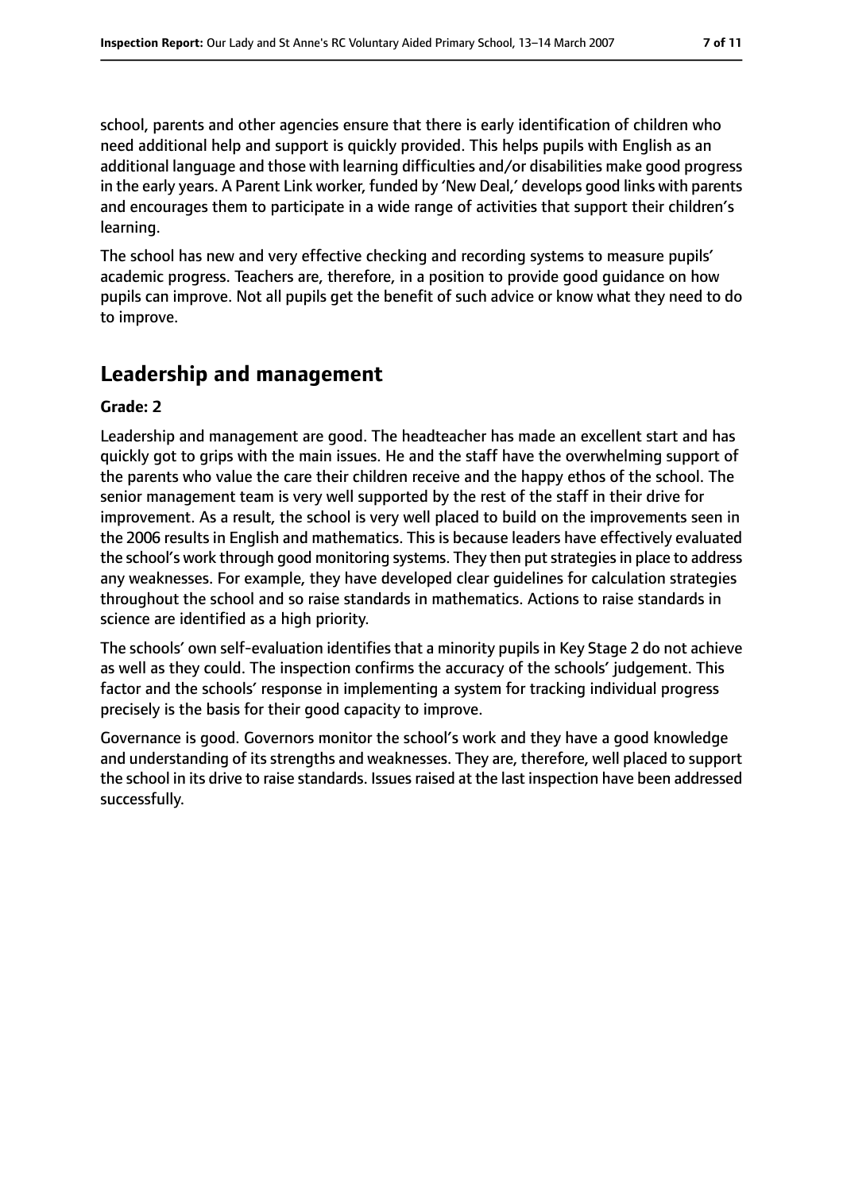school, parents and other agencies ensure that there is early identification of children who need additional help and support is quickly provided. This helps pupils with English as an additional language and those with learning difficulties and/or disabilities make good progress in the early years. A Parent Link worker, funded by 'New Deal,' develops good links with parents and encourages them to participate in a wide range of activities that support their children's learning.

The school has new and very effective checking and recording systems to measure pupils' academic progress. Teachers are, therefore, in a position to provide good guidance on how pupils can improve. Not all pupils get the benefit of such advice or know what they need to do to improve.

## Leadership and management

**Grade: 2**

Leadership and management are good. The headteacher has made an excellent start and has quickly got to grips with the main issues. He and the staff have the overwhelming support of the parents who value the care their children receive and the happy ethos of the school. The senior management team is very well supported by the rest of the staff in their drive for improvement. As a result, the school is very well placed to build on the improvements seen in the 2006 results in English and mathematics. This is because leaders have effectively evaluated the school's work through good monitoring systems. They then put strategies in place to address any weaknesses. For example, they have developed clear guidelines for calculation strategies throughout the school and so raise standards in mathematics. Actions to raise standards in science are identified as a high priority.

The schools' own self-evaluation identifies that a minority pupils in Key Stage 2 do not achieve as well as they could. The inspection confirms the accuracy of the schools' judgement. This factor and the schools' response in implementing a system for tracking individual progress precisely is the basis for their good capacity to improve.

Governance is good. Governors monitor the school's work and they have a good knowledge and understanding of its strengths and weaknesses. They are, therefore, well placed to support the school in its drive to raise standards. Issues raised at the last inspection have been addressed successfully.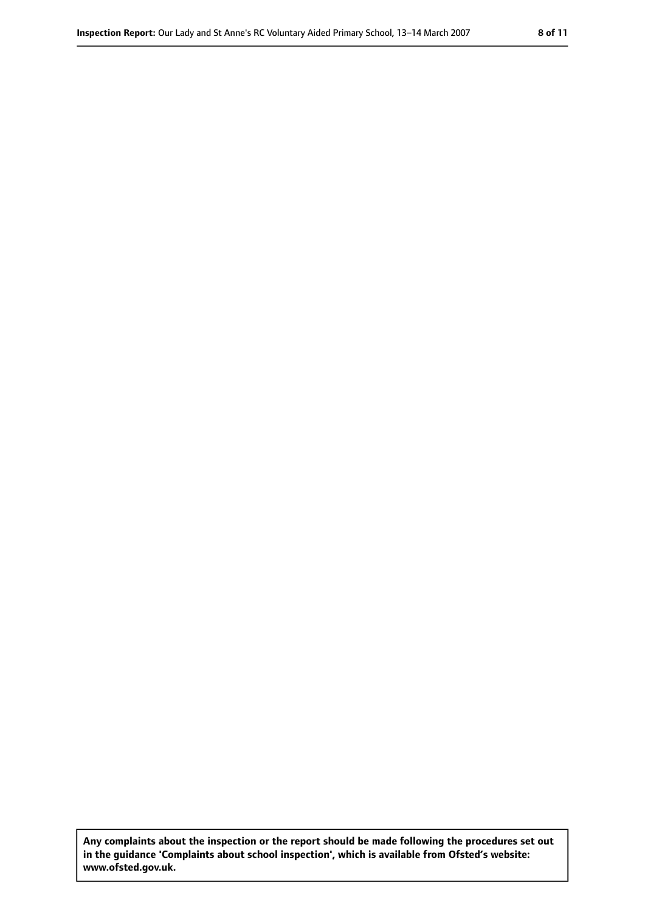**Any complaints about the inspection or the report should be made following the procedures set out in the guidance 'Complaints about school inspection', which is available from Ofsted's website: www.ofsted.gov.uk.**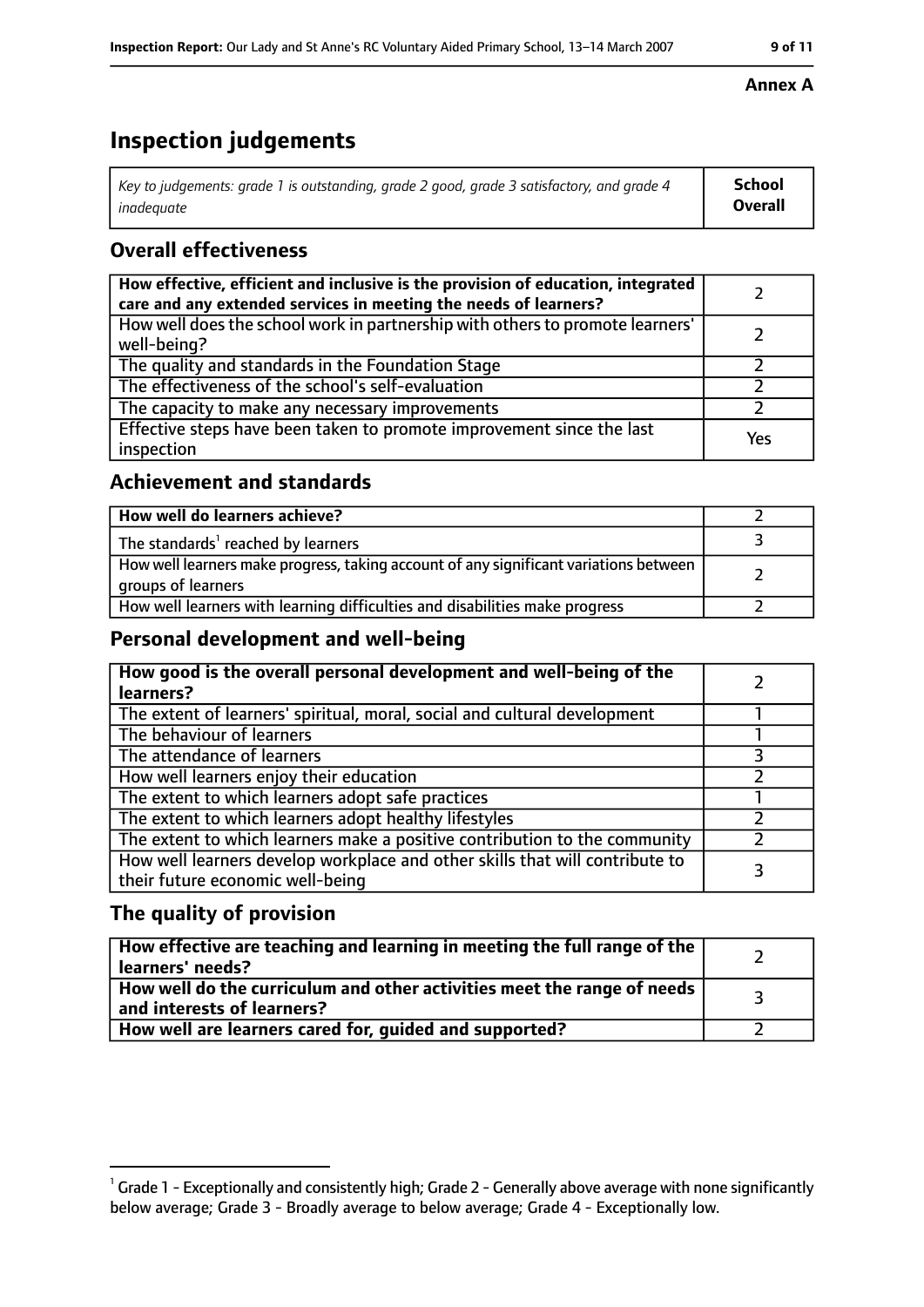**Annex A**

# Inspection judgements

| Key to judgements: grade 1 is outstanding, grade 2 good, grade 3 satisfactory, and grade 4 inadequate | School Overall |
| --- | --- |

## Overall effectiveness

| | |
| --- | --- |
| **How effective, efficient and inclusive is the provision of education, integrated care and any extended services in meeting the needs of learners?** | 2 |
| How well does the school work in partnership with others to promote learners' well-being? | 2 |
| The quality and standards in the Foundation Stage | 2 |
| The effectiveness of the school's self-evaluation | 2 |
| The capacity to make any necessary improvements | 2 |
| Effective steps have been taken to promote improvement since the last inspection | Yes |

## Achievement and standards

| | |
| --- | --- |
| **How well do learners achieve?** | 2 |
| The standards[1] reached by learners | 3 |
| How well learners make progress, taking account of any significant variations between groups of learners | 2 |
| How well learners with learning difficulties and disabilities make progress | 2 |

## Personal development and well-being

| | |
| --- | --- |
| **How good is the overall personal development and well-being of the learners?** | 2 |
| The extent of learners' spiritual, moral, social and cultural development | 1 |
| The behaviour of learners | 1 |
| The attendance of learners | 3 |
| How well learners enjoy their education | 2 |
| The extent to which learners adopt safe practices | 1 |
| The extent to which learners adopt healthy lifestyles | 2 |
| The extent to which learners make a positive contribution to the community | 2 |
| How well learners develop workplace and other skills that will contribute to their future economic well-being | 3 |

## The quality of provision

| | |
| --- | --- |
| **How effective are teaching and learning in meeting the full range of the learners' needs?** | 2 |
| **How well do the curriculum and other activities meet the range of needs and interests of learners?** | 3 |
| **How well are learners cared for, guided and supported?** | 2 |

[1] Grade 1 - Exceptionally and consistently high; Grade 2 - Generally above average with none significantly below average; Grade 3 - Broadly average to below average; Grade 4 - Exceptionally low.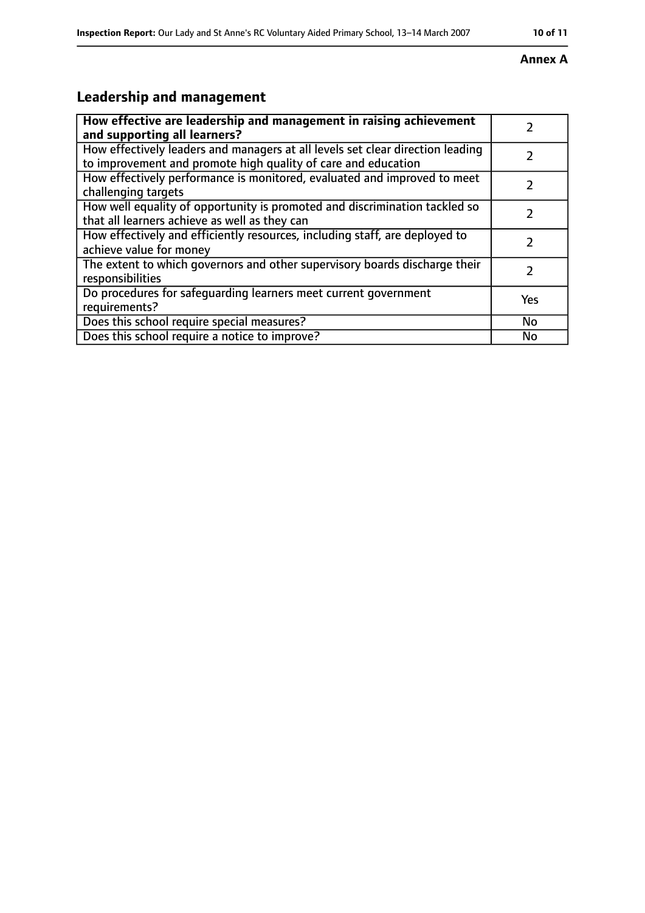**Annex A**

## Leadership and management

| | |
|---|---|
| **How effective are leadership and management in raising achievement and supporting all learners?** | 2 |
| How effectively leaders and managers at all levels set clear direction leading to improvement and promote high quality of care and education | 2 |
| How effectively performance is monitored, evaluated and improved to meet challenging targets | 2 |
| How well equality of opportunity is promoted and discrimination tackled so that all learners achieve as well as they can | 2 |
| How effectively and efficiently resources, including staff, are deployed to achieve value for money | 2 |
| The extent to which governors and other supervisory boards discharge their responsibilities | 2 |
| Do procedures for safeguarding learners meet current government requirements? | Yes |
| Does this school require special measures? | No |
| Does this school require a notice to improve? | No |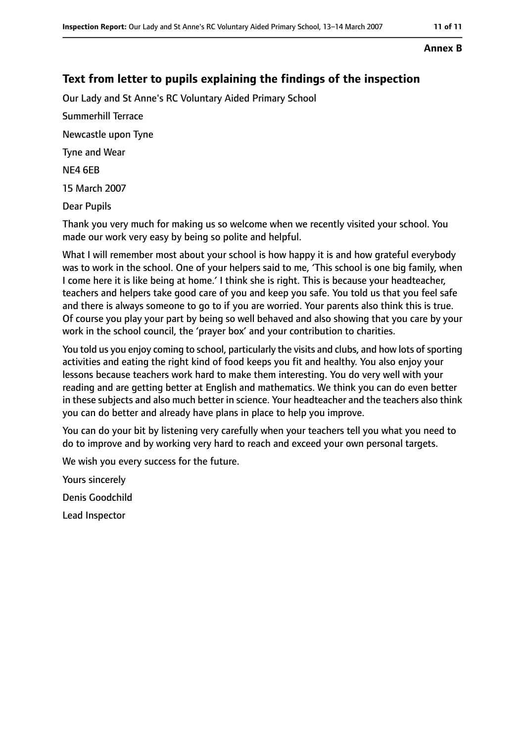**Annex B**

## Text from letter to pupils explaining the findings of the inspection

Our Lady and St Anne's RC Voluntary Aided Primary School

Summerhill Terrace

Newcastle upon Tyne

Tyne and Wear

NE4 6EB

15 March 2007

Dear Pupils

Thank you very much for making us so welcome when we recently visited your school. You made our work very easy by being so polite and helpful.

What I will remember most about your school is how happy it is and how grateful everybody was to work in the school. One of your helpers said to me, 'This school is one big family, when I come here it is like being at home.' I think she is right. This is because your headteacher, teachers and helpers take good care of you and keep you safe. You told us that you feel safe and there is always someone to go to if you are worried. Your parents also think this is true. Of course you play your part by being so well behaved and also showing that you care by your work in the school council, the 'prayer box' and your contribution to charities.

You told us you enjoy coming to school, particularly the visits and clubs, and how lots of sporting activities and eating the right kind of food keeps you fit and healthy. You also enjoy your lessons because teachers work hard to make them interesting. You do very well with your reading and are getting better at English and mathematics. We think you can do even better in these subjects and also much better in science. Your headteacher and the teachers also think you can do better and already have plans in place to help you improve.

You can do your bit by listening very carefully when your teachers tell you what you need to do to improve and by working very hard to reach and exceed your own personal targets.

We wish you every success for the future.

Yours sincerely

Denis Goodchild

Lead Inspector